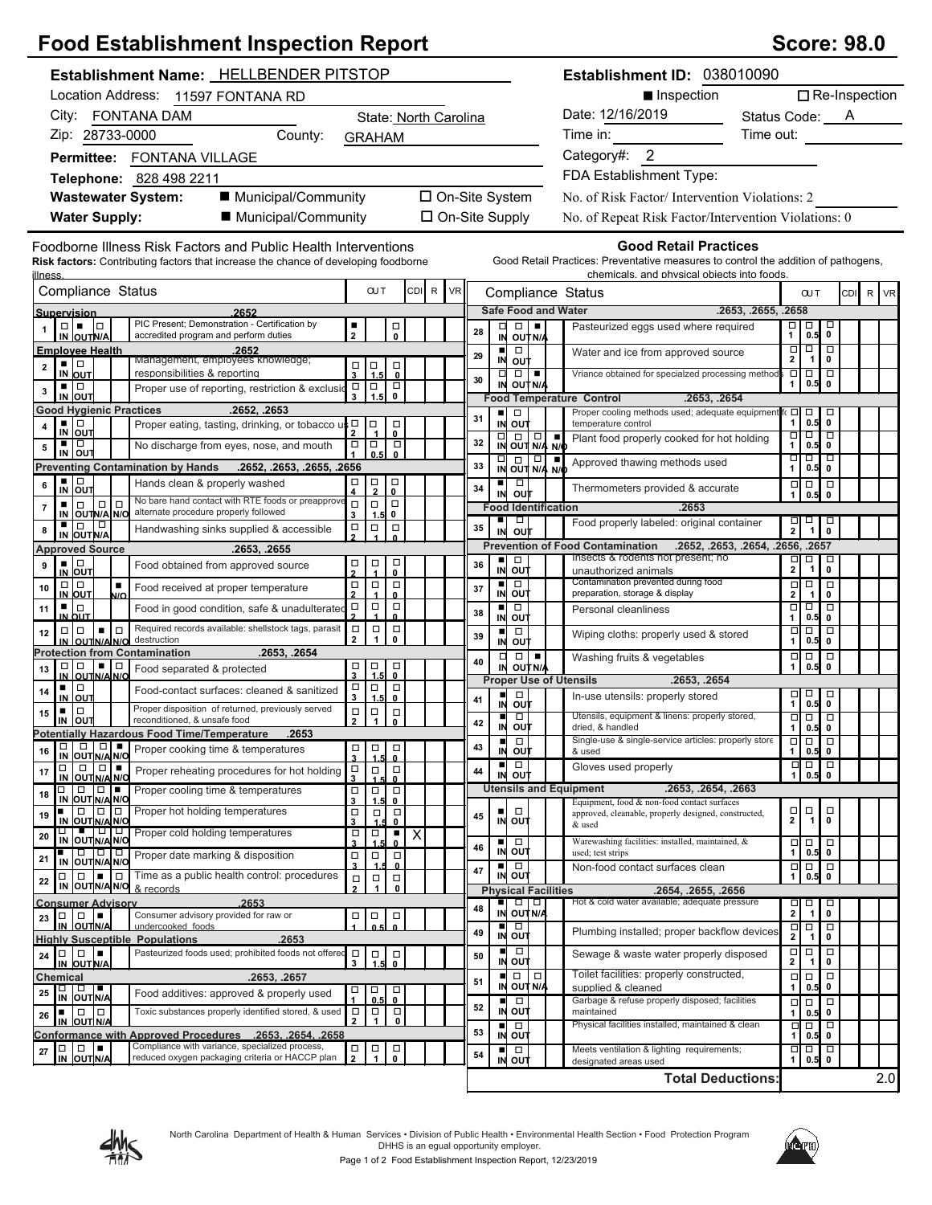# Food Establishment Inspection Report

**Score: 98.0**

**Establishment Name:** HELLBENDER PITSTOP

Location Address: 11597 FONTANA RD

City: FONTANA DAM State: North Carolina

Zip: 28733-0000 County: GRAHAM

**Permittee:** FONTANA VILLAGE

**Telephone:** 828 498 2211

**Wastewater System:** ■ Municipal/Community ☐ On-Site System

**Water Supply:** ■ Municipal/Community ☐ On-Site Supply

**Establishment ID:** 038010090

■ Inspection ☐ Re-Inspection

Date: 12/16/2019 Status Code: A

Time in: Time out:

Category#: 2

FDA Establishment Type:

No. of Risk Factor/ Intervention Violations: 2

No. of Repeat Risk Factor/Intervention Violations: 0

## Foodborne Illness Risk Factors and Public Health Interventions

**Risk factors:** Contributing factors that increase the chance of developing foodborne illness.

| # | Status | Compliance Status | OUT | CDI | R | VR |
|---|---|---|---|---|---|---|
| **Supervision** | | **.2652** | | | | |
| 1 | OUT | PIC Present; Demonstration - Certification by accredited program and perform duties | 2 | | | |
| **Employee Health** | | **.2652** | | | | |
| 2 | IN | Management, employees knowledge; responsibilities & reporting | | | | |
| 3 | IN | Proper use of reporting, restriction & exclusion | | | | |
| **Good Hygienic Practices** | | **.2652, .2653** | | | | |
| 4 | IN | Proper eating, tasting, drinking, or tobacco use | | | | |
| 5 | IN | No discharge from eyes, nose, and mouth | | | | |
| **Preventing Contamination by Hands** | | **.2652, .2653, .2655, .2656** | | | | |
| 6 | IN | Hands clean & properly washed | | | | |
| 7 | IN | No bare hand contact with RTE foods or preapproved alternate procedure properly followed | | | | |
| 8 | IN | Handwashing sinks supplied & accessible | | | | |
| **Approved Source** | | **.2653, .2655** | | | | |
| 9 | IN | Food obtained from approved source | | | | |
| 10 | N/O | Food received at proper temperature | | | | |
| 11 | IN | Food in good condition, safe & unadulterated | | | | |
| 12 | N/A | Required records available: shellstock tags, parasite destruction | | | | |
| **Protection from Contamination** | | **.2653, .2654** | | | | |
| 13 | N/A | Food separated & protected | | | | |
| 14 | IN | Food-contact surfaces: cleaned & sanitized | | | | |
| 15 | IN | Proper disposition of returned, previously served reconditioned, & unsafe food | | | | |
| **Potentially Hazardous Food Time/Temperature** | | **.2653** | | | | |
| 16 | N/O | Proper cooking time & temperatures | | | | |
| 17 | N/O | Proper reheating procedures for hot holding | | | | |
| 18 | N/O | Proper cooling time & temperatures | | | | |
| 19 | IN | Proper hot holding temperatures | | | | |
| 20 | OUT | Proper cold holding temperatures | 0 | X | | |
| 21 | IN | Proper date marking & disposition | | | | |
| 22 | N/A | Time as a public health control: procedures & records | | | | |
| **Consumer Advisory** | | **.2653** | | | | |
| 23 | N/A | Consumer advisory provided for raw or undercooked foods | | | | |
| **Highly Susceptible Populations** | | **.2653** | | | | |
| 24 | N/A | Pasteurized foods used; prohibited foods not offered | | | | |
| **Chemical** | | **.2653, .2657** | | | | |
| 25 | N/A | Food additives: approved & properly used | | | | |
| 26 | IN | Toxic substances properly identified stored, & used | | | | |
| **Conformance with Approved Procedures** | | **.2653, .2654, .2658** | | | | |
| 27 | N/A | Compliance with variance, specialized process, reduced oxygen packaging criteria or HACCP plan | | | | |

## Good Retail Practices

Good Retail Practices: Preventative measures to control the addition of pathogens, chemicals, and physical objects into foods.

| # | Status | Compliance Status | OUT | CDI | R | VR |
|---|---|---|---|---|---|---|
| **Safe Food and Water** | | **.2653, .2655, .2658** | | | | |
| 28 | N/A | Pasteurized eggs used where required | | | | |
| 29 | IN | Water and ice from approved source | | | | |
| 30 | N/A | Vriance obtained for specialzed processing methods | | | | |
| **Food Temperature Control** | | **.2653, .2654** | | | | |
| 31 | IN | Proper cooling methods used; adequate equipment for temperature control | | | | |
| 32 | N/O | Plant food properly cooked for hot holding | | | | |
| 33 | N/O | Approved thawing methods used | | | | |
| 34 | IN | Thermometers provided & accurate | | | | |
| **Food Identification** | | **.2653** | | | | |
| 35 | IN | Food properly labeled: original container | | | | |
| **Prevention of Food Contamination** | | **.2652, .2653, .2654, .2656, .2657** | | | | |
| 36 | IN | Insects & rodents not present; no unauthorized animals | | | | |
| 37 | IN | Contamination prevented during food preparation, storage & display | | | | |
| 38 | IN | Personal cleanliness | | | | |
| 39 | IN | Wiping cloths: properly used & stored | | | | |
| 40 | N/A | Washing fruits & vegetables | | | | |
| **Proper Use of Utensils** | | **.2653, .2654** | | | | |
| 41 | IN | In-use utensils: properly stored | | | | |
| 42 | IN | Utensils, equipment & linens: properly stored, dried, & handled | | | | |
| 43 | IN | Single-use & single-service articles: properly stored & used | | | | |
| 44 | IN | Gloves used properly | | | | |
| **Utensils and Equipment** | | **.2653, .2654, .2663** | | | | |
| 45 | IN | Equipment, food & non-food contact surfaces approved, cleanable, properly designed, constructed, & used | | | | |
| 46 | IN | Warewashing facilities: installed, maintained, & used; test strips | | | | |
| 47 | IN | Non-food contact surfaces clean | | | | |
| **Physical Facilities** | | **.2654, .2655, .2656** | | | | |
| 48 | IN | Hot & cold water available; adequate pressure | | | | |
| 49 | IN | Plumbing installed; proper backflow devices | | | | |
| 50 | IN | Sewage & waste water properly disposed | | | | |
| 51 | IN | Toilet facilities: properly constructed, supplied & cleaned | | | | |
| 52 | IN | Garbage & refuse properly disposed; facilities maintained | | | | |
| 53 | IN | Physical facilities installed, maintained & clean | | | | |
| 54 | IN | Meets ventilation & lighting requirements; designated areas used | | | | |
| | | **Total Deductions:** | 2.0 | | | |

North Carolina Department of Health & Human Services • Division of Public Health • Environmental Health Section • Food Protection Program
DHHS is an equal opportunity employer.

Food Establishment Inspection Report, 12/23/2019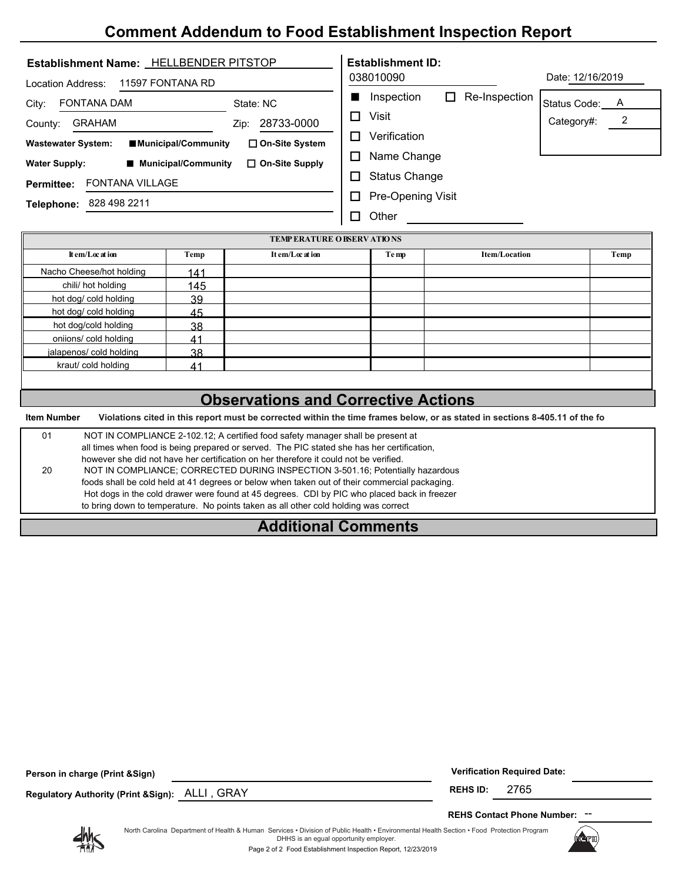# Comment Addendum to Food Establishment Inspection Report

**Establishment Name:** HELLBENDER PITSTOP

Location Address: 11597 FONTANA RD

City: FONTANA DAM State: NC

County: GRAHAM Zip: 28733-0000

**Wastewater System:** ■ **Municipal/Community** ☐ **On-Site System**

**Water Supply:** ■ **Municipal/Community** ☐ **On-Site Supply**

**Permittee:** FONTANA VILLAGE

**Telephone:** 828 498 2211

**Establishment ID:** 038010090

■ Inspection ☐ Re-Inspection

☐ Visit

☐ Verification

☐ Name Change

☐ Status Change

☐ Pre-Opening Visit

☐ Other

Date: 12/16/2019

Status Code: A

Category#: 2

**TEMPERATURE OBSERVATIONS**

| Item/Location | Temp | Item/Location | Temp | Item/Location | Temp |
|---|---|---|---|---|---|
| Nacho Cheese/hot holding | 141 | | | | |
| chili/ hot holding | 145 | | | | |
| hot dog/ cold holding | 39 | | | | |
| hot dog/ cold holding | 45 | | | | |
| hot dog/cold holding | 38 | | | | |
| oniions/ cold holding | 41 | | | | |
| jalapenos/ cold holding | 38 | | | | |
| kraut/ cold holding | 41 | | | | |

## Observations and Corrective Actions

**Item Number** **Violations cited in this report must be corrected within the time frames below, or as stated in sections 8-405.11 of the fo**

| Item Number | Observation |
|---|---|
| 01 | NOT IN COMPLIANCE 2-102.12; A certified food safety manager shall be present at all times when food is being prepared or served. The PIC stated she has her certification, however she did not have her certification on her therefore it could not be verified. |
| 20 | NOT IN COMPLIANCE; CORRECTED DURING INSPECTION 3-501.16; Potentially hazardous foods shall be cold held at 41 degrees or below when taken out of their commercial packaging. Hot dogs in the cold drawer were found at 45 degrees. CDI by PIC who placed back in freezer to bring down to temperature. No points taken as all other cold holding was correct |

## Additional Comments

**Person in charge (Print &Sign):**

**Regulatory Authority (Print &Sign):** ALLI , GRAY

**Verification Required Date:**

**REHS ID:** 2765

**REHS Contact Phone Number:** --

North Carolina Department of Health & Human Services • Division of Public Health • Environmental Health Section • Food Protection Program

DHHS is an equal opportunity employer.

Food Establishment Inspection Report, 12/23/2019